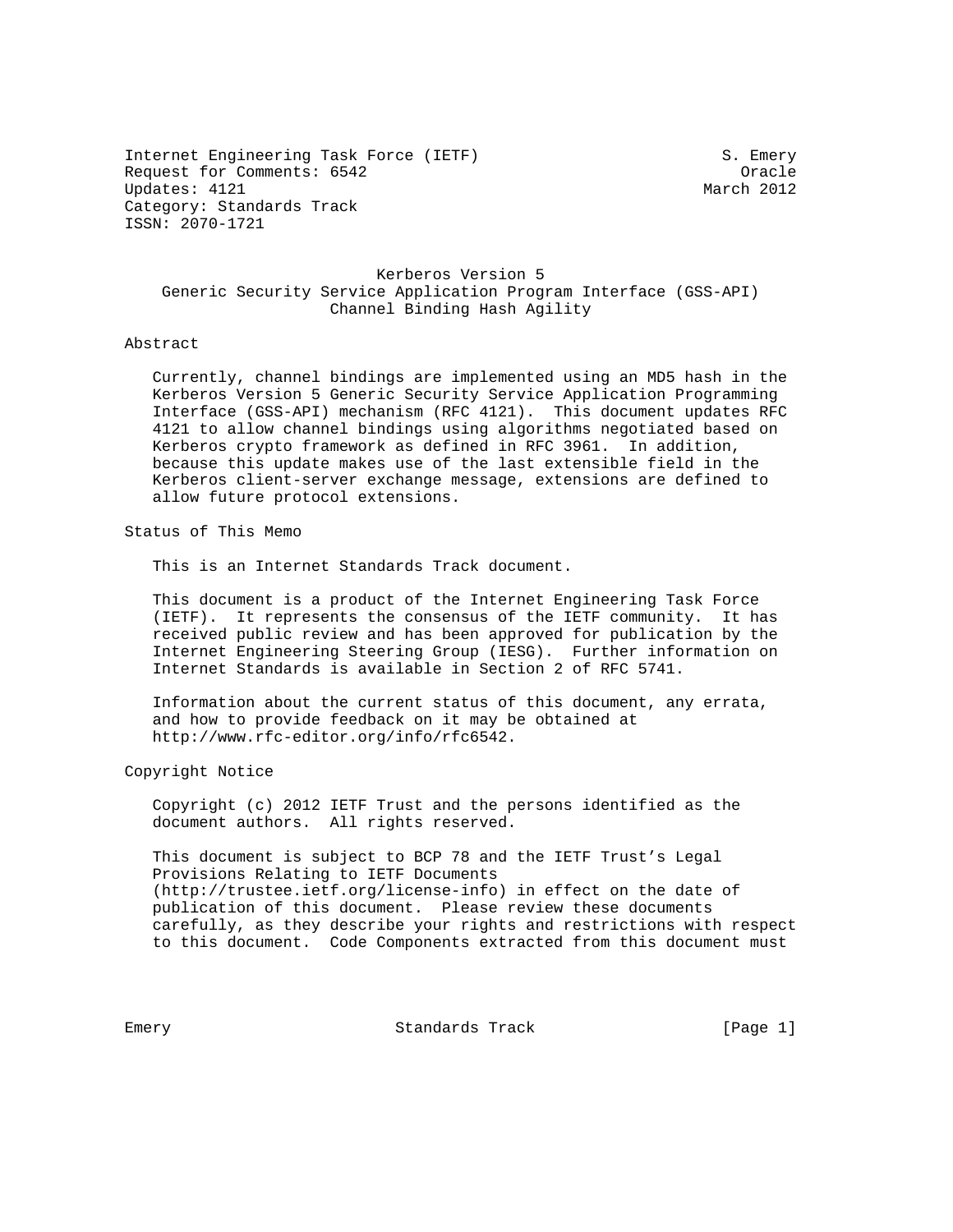Internet Engineering Task Force (IETF) S. Emery
Request for Comments: 6542 Oracle
Updates: 4121 March 2012
Category: Standards Track
ISSN: 2070-1721

# Kerberos Version 5 Generic Security Service Application Program Interface (GSS-API) Channel Binding Hash Agility

## Abstract

Currently, channel bindings are implemented using an MD5 hash in the Kerberos Version 5 Generic Security Service Application Programming Interface (GSS-API) mechanism (RFC 4121). This document updates RFC 4121 to allow channel bindings using algorithms negotiated based on Kerberos crypto framework as defined in RFC 3961. In addition, because this update makes use of the last extensible field in the Kerberos client-server exchange message, extensions are defined to allow future protocol extensions.

## Status of This Memo

This is an Internet Standards Track document.

This document is a product of the Internet Engineering Task Force (IETF). It represents the consensus of the IETF community. It has received public review and has been approved for publication by the Internet Engineering Steering Group (IESG). Further information on Internet Standards is available in Section 2 of RFC 5741.

Information about the current status of this document, any errata, and how to provide feedback on it may be obtained at http://www.rfc-editor.org/info/rfc6542.

## Copyright Notice

Copyright (c) 2012 IETF Trust and the persons identified as the document authors. All rights reserved.

This document is subject to BCP 78 and the IETF Trust's Legal Provisions Relating to IETF Documents (http://trustee.ietf.org/license-info) in effect on the date of publication of this document. Please review these documents carefully, as they describe your rights and restrictions with respect to this document. Code Components extracted from this document must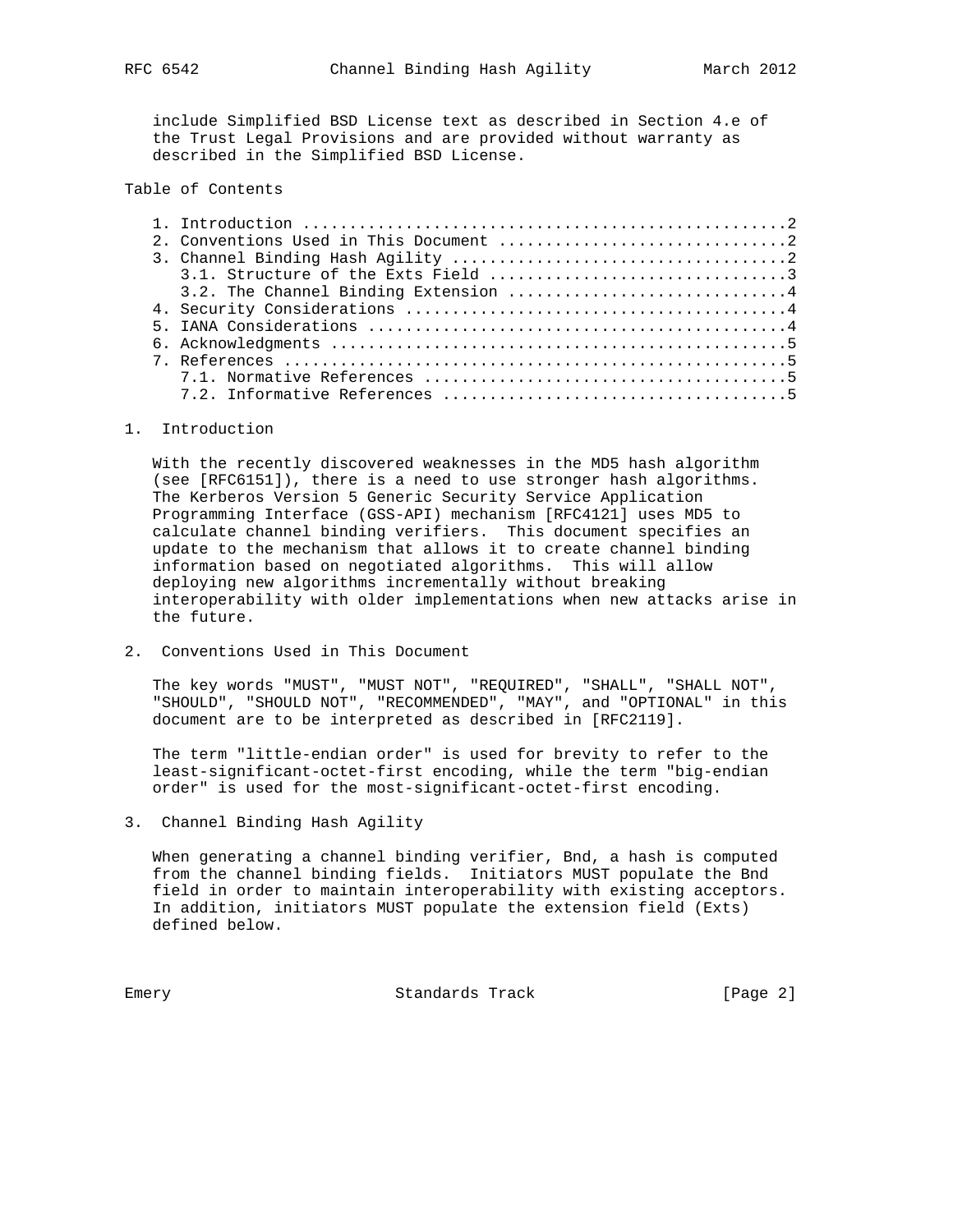include Simplified BSD License text as described in Section 4.e of the Trust Legal Provisions and are provided without warranty as described in the Simplified BSD License.

Table of Contents

```
1. Introduction ....................................................2
2. Conventions Used in This Document ...............................2
3. Channel Binding Hash Agility ....................................2
   3.1. Structure of the Exts Field ................................3
   3.2. The Channel Binding Extension ..............................4
4. Security Considerations .........................................4
5. IANA Considerations .............................................4
6. Acknowledgments .................................................5
7. References ......................................................5
   7.1. Normative References .......................................5
   7.2. Informative References .....................................5
```

## 1. Introduction

With the recently discovered weaknesses in the MD5 hash algorithm (see [RFC6151]), there is a need to use stronger hash algorithms. The Kerberos Version 5 Generic Security Service Application Programming Interface (GSS-API) mechanism [RFC4121] uses MD5 to calculate channel binding verifiers. This document specifies an update to the mechanism that allows it to create channel binding information based on negotiated algorithms. This will allow deploying new algorithms incrementally without breaking interoperability with older implementations when new attacks arise in the future.

## 2. Conventions Used in This Document

The key words "MUST", "MUST NOT", "REQUIRED", "SHALL", "SHALL NOT", "SHOULD", "SHOULD NOT", "RECOMMENDED", "MAY", and "OPTIONAL" in this document are to be interpreted as described in [RFC2119].

The term "little-endian order" is used for brevity to refer to the least-significant-octet-first encoding, while the term "big-endian order" is used for the most-significant-octet-first encoding.

## 3. Channel Binding Hash Agility

When generating a channel binding verifier, Bnd, a hash is computed from the channel binding fields. Initiators MUST populate the Bnd field in order to maintain interoperability with existing acceptors. In addition, initiators MUST populate the extension field (Exts) defined below.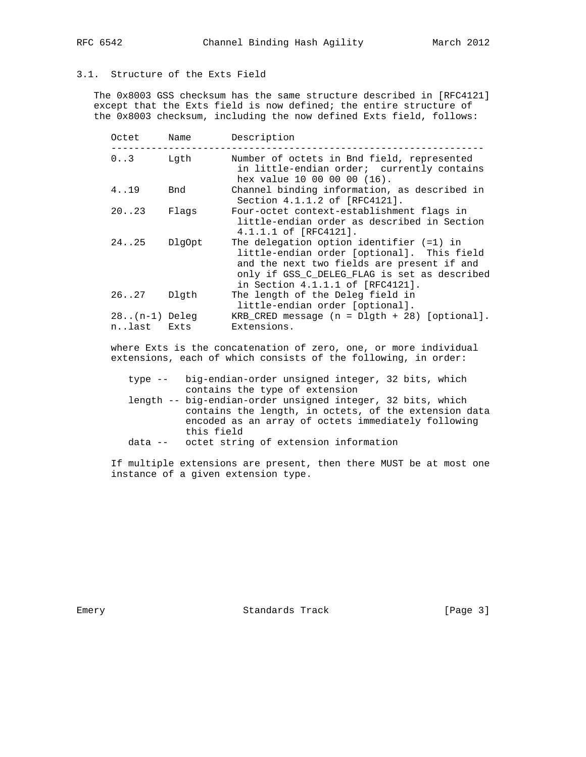### 3.1. Structure of the Exts Field

The 0x8003 GSS checksum has the same structure described in [RFC4121] except that the Exts field is now defined; the entire structure of the 0x8003 checksum, including the now defined Exts field, follows:

| Octet | Name | Description |
|---|---|---|
| 0..3 | Lgth | Number of octets in Bnd field, represented in little-endian order; currently contains hex value 10 00 00 00 (16). |
| 4..19 | Bnd | Channel binding information, as described in Section 4.1.1.2 of [RFC4121]. |
| 20..23 | Flags | Four-octet context-establishment flags in little-endian order as described in Section 4.1.1.1 of [RFC4121]. |
| 24..25 | DlgOpt | The delegation option identifier (=1) in little-endian order [optional]. This field and the next two fields are present if and only if GSS_C_DELEG_FLAG is set as described in Section 4.1.1.1 of [RFC4121]. |
| 26..27 | Dlgth | The length of the Deleg field in little-endian order [optional]. |
| 28..(n-1) | Deleg | KRB_CRED message (n = Dlgth + 28) [optional]. |
| n..last | Exts | Extensions. |

where Exts is the concatenation of zero, one, or more individual extensions, each of which consists of the following, in order:

- type -- big-endian-order unsigned integer, 32 bits, which contains the type of extension
- length -- big-endian-order unsigned integer, 32 bits, which contains the length, in octets, of the extension data encoded as an array of octets immediately following this field
- data -- octet string of extension information

If multiple extensions are present, then there MUST be at most one instance of a given extension type.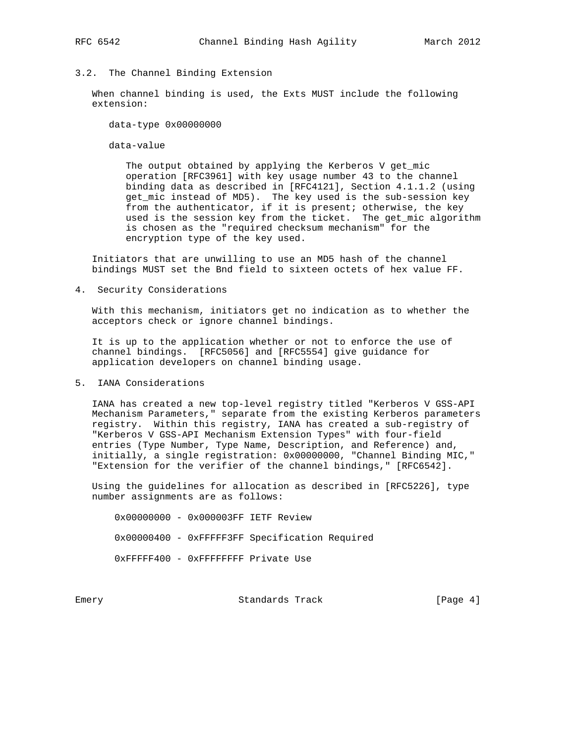### 3.2. The Channel Binding Extension

When channel binding is used, the Exts MUST include the following extension:

data-type 0x00000000

data-value

The output obtained by applying the Kerberos V get_mic operation [RFC3961] with key usage number 43 to the channel binding data as described in [RFC4121], Section 4.1.1.2 (using get_mic instead of MD5). The key used is the sub-session key from the authenticator, if it is present; otherwise, the key used is the session key from the ticket. The get_mic algorithm is chosen as the "required checksum mechanism" for the encryption type of the key used.

Initiators that are unwilling to use an MD5 hash of the channel bindings MUST set the Bnd field to sixteen octets of hex value FF.

## 4. Security Considerations

With this mechanism, initiators get no indication as to whether the acceptors check or ignore channel bindings.

It is up to the application whether or not to enforce the use of channel bindings. [RFC5056] and [RFC5554] give guidance for application developers on channel binding usage.

## 5. IANA Considerations

IANA has created a new top-level registry titled "Kerberos V GSS-API Mechanism Parameters," separate from the existing Kerberos parameters registry. Within this registry, IANA has created a sub-registry of "Kerberos V GSS-API Mechanism Extension Types" with four-field entries (Type Number, Type Name, Description, and Reference) and, initially, a single registration: 0x00000000, "Channel Binding MIC," "Extension for the verifier of the channel bindings," [RFC6542].

Using the guidelines for allocation as described in [RFC5226], type number assignments are as follows:

```
0x00000000 - 0x000003FF IETF Review

0x00000400 - 0xFFFFF3FF Specification Required

0xFFFFF400 - 0xFFFFFFFF Private Use
```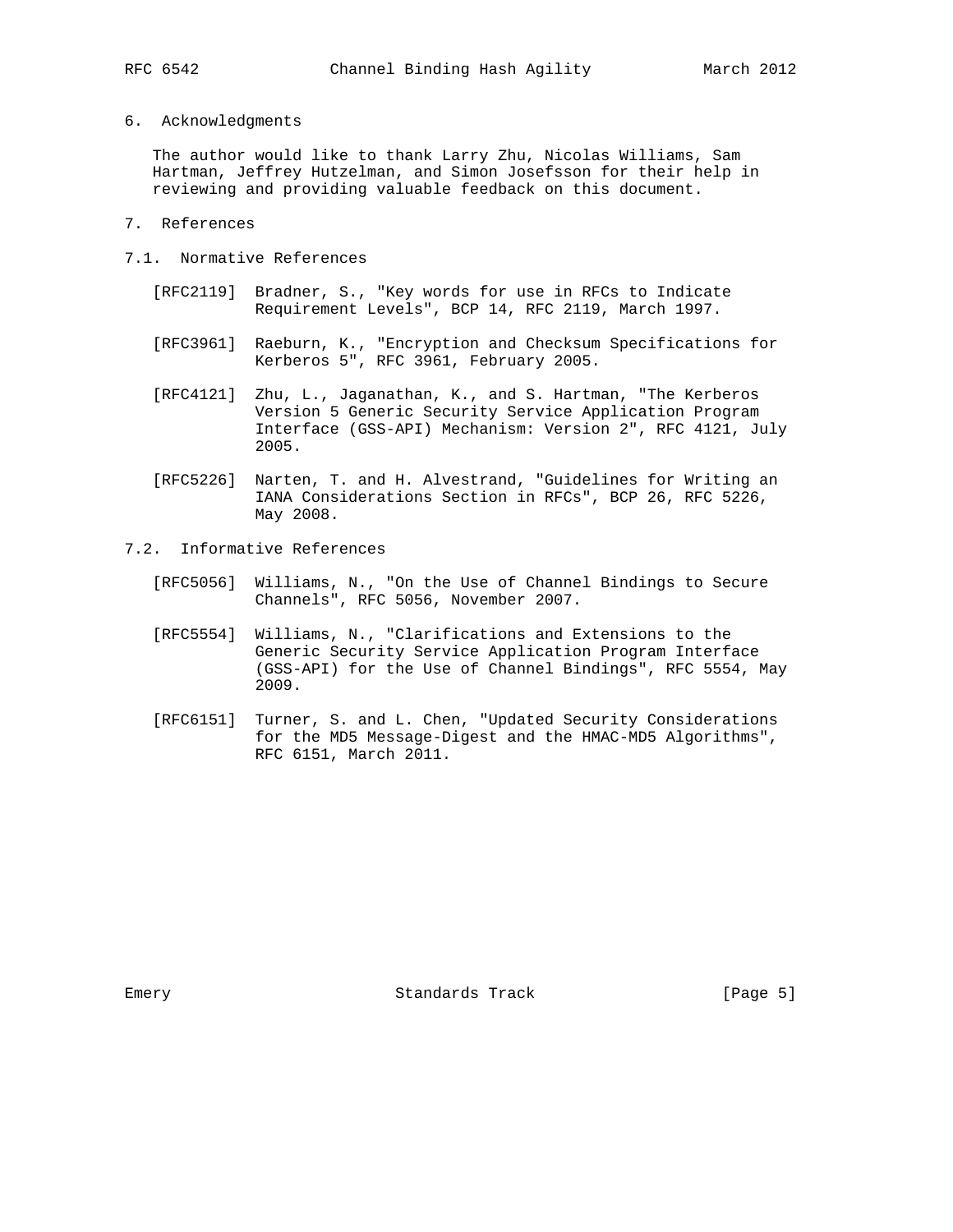## 6. Acknowledgments

The author would like to thank Larry Zhu, Nicolas Williams, Sam Hartman, Jeffrey Hutzelman, and Simon Josefsson for their help in reviewing and providing valuable feedback on this document.

## 7. References

### 7.1. Normative References

[RFC2119] Bradner, S., "Key words for use in RFCs to Indicate Requirement Levels", BCP 14, RFC 2119, March 1997.

[RFC3961] Raeburn, K., "Encryption and Checksum Specifications for Kerberos 5", RFC 3961, February 2005.

[RFC4121] Zhu, L., Jaganathan, K., and S. Hartman, "The Kerberos Version 5 Generic Security Service Application Program Interface (GSS-API) Mechanism: Version 2", RFC 4121, July 2005.

[RFC5226] Narten, T. and H. Alvestrand, "Guidelines for Writing an IANA Considerations Section in RFCs", BCP 26, RFC 5226, May 2008.

### 7.2. Informative References

[RFC5056] Williams, N., "On the Use of Channel Bindings to Secure Channels", RFC 5056, November 2007.

[RFC5554] Williams, N., "Clarifications and Extensions to the Generic Security Service Application Program Interface (GSS-API) for the Use of Channel Bindings", RFC 5554, May 2009.

[RFC6151] Turner, S. and L. Chen, "Updated Security Considerations for the MD5 Message-Digest and the HMAC-MD5 Algorithms", RFC 6151, March 2011.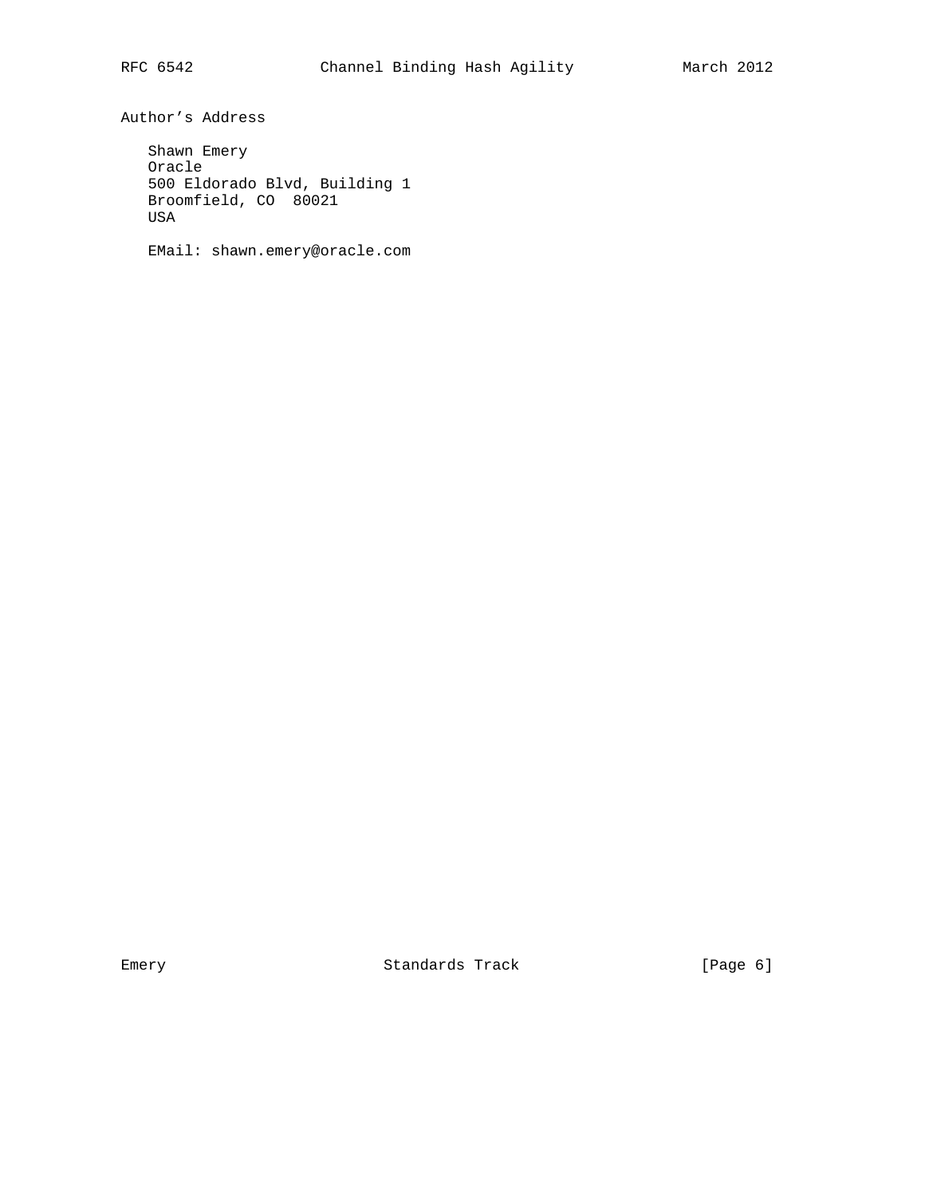## Author's Address

Shawn Emery
Oracle
500 Eldorado Blvd, Building 1
Broomfield, CO  80021
USA

EMail: shawn.emery@oracle.com